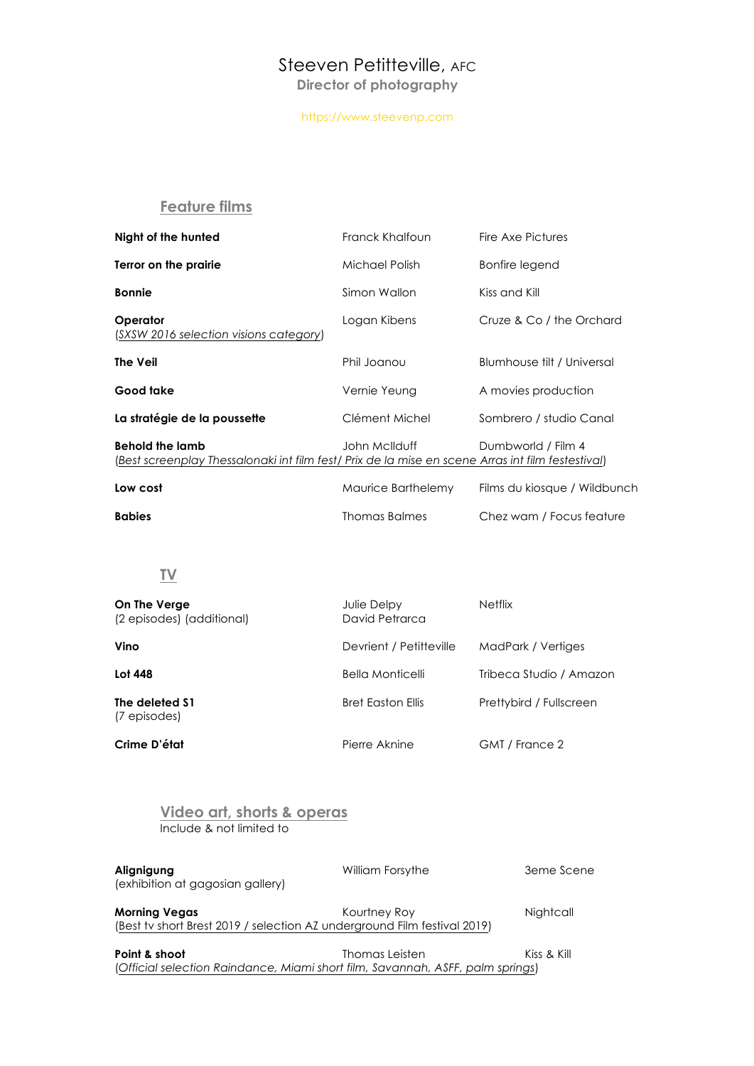# Steeven Petitteville, AFC

**Director of photography**

https://www.steevenp.com

## Feature films

| | | |
|---|---|---|
| **Night of the hunted** | Franck Khalfoun | Fire Axe Pictures |
| **Terror on the prairie** | Michael Polish | Bonfire legend |
| **Bonnie** | Simon Wallon | Kiss and Kill |
| **Operator** (*SXSW 2016 selection visions category*) | Logan Kibens | Cruze & Co / the Orchard |
| **The Veil** | Phil Joanou | Blumhouse tilt / Universal |
| **Good take** | Vernie Yeung | A movies production |
| **La stratégie de la poussette** | Clément Michel | Sombrero / studio Canal |
| **Behold the lamb** | John McIlduff | Dumbworld / Film 4 |
| **Low cost** | Maurice Barthelemy | Films du kiosque / Wildbunch |
| **Babies** | Thomas Balmes | Chez wam / Focus feature |

(*Best screenplay Thessalonaki int film fest/ Prix de la mise en scene Arras int film festestival*) — Behold the lamb

## TV

| | | |
|---|---|---|
| **On The Verge** (2 episodes) (additional) | Julie Delpy<br>David Petrarca | Netflix |
| **Vino** | Devrient / Petitteville | MadPark / Vertiges |
| **Lot 448** | Bella Monticelli | Tribeca Studio / Amazon |
| **The deleted S1** (7 episodes) | Bret Easton Ellis | Prettybird / Fullscreen |
| **Crime D'état** | Pierre Aknine | GMT / France 2 |

## Video art, shorts & operas

Include & not limited to

| | | |
|---|---|---|
| **Alignigung** (exhibition at gagosian gallery) | William Forsythe | 3eme Scene |
| **Morning Vegas** (Best tv short Brest 2019 / selection AZ underground Film festival 2019) | Kourtney Roy | Nightcall |
| **Point & shoot** (*Official selection Raindance, Miami short film, Savannah, ASFF, palm springs*) | Thomas Leisten | Kiss & Kill |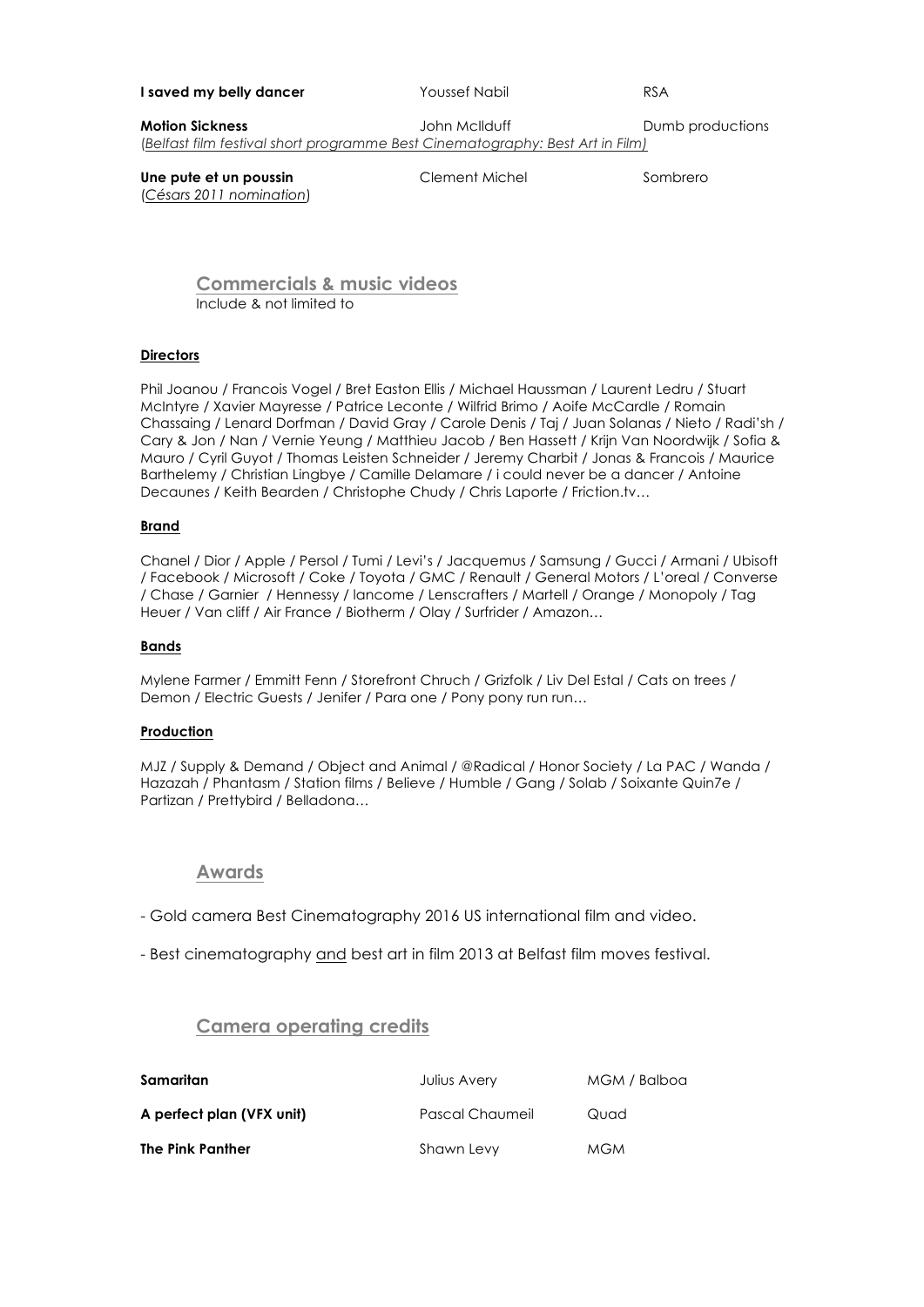| | | |
|---|---|---|
| **I saved my belly dancer** | Youssef Nabil | RSA |
| **Motion Sickness** (*Belfast film festival short programme Best Cinematography: Best Art in Film)* | John McIlduff | Dumb productions |
| **Une pute et un poussin** (*Césars 2011 nomination*) | Clement Michel | Sombrero |

## Commercials & music videos

Include & not limited to

### Directors

Phil Joanou / Francois Vogel / Bret Easton Ellis / Michael Haussman / Laurent Ledru / Stuart McIntyre / Xavier Mayresse / Patrice Leconte / Wilfrid Brimo / Aoife McCardle / Romain Chassaing / Lenard Dorfman / David Gray / Carole Denis / Taj / Juan Solanas / Nieto / Radi'sh / Cary & Jon / Nan / Vernie Yeung / Matthieu Jacob / Ben Hassett / Krijn Van Noordwijk / Sofia & Mauro / Cyril Guyot / Thomas Leisten Schneider / Jeremy Charbit / Jonas & Francois / Maurice Barthelemy / Christian Lingbye / Camille Delamare / i could never be a dancer / Antoine Decaunes / Keith Bearden / Christophe Chudy / Chris Laporte / Friction.tv…

### Brand

Chanel / Dior / Apple / Persol / Tumi / Levi's / Jacquemus / Samsung / Gucci / Armani / Ubisoft / Facebook / Microsoft / Coke / Toyota / GMC / Renault / General Motors / L'oreal / Converse / Chase / Garnier / Hennessy / lancome / Lenscrafters / Martell / Orange / Monopoly / Tag Heuer / Van cliff / Air France / Biotherm / Olay / Surfrider / Amazon…

### Bands

Mylene Farmer / Emmitt Fenn / Storefront Chruch / Grizfolk / Liv Del Estal / Cats on trees / Demon / Electric Guests / Jenifer / Para one / Pony pony run run…

### Production

MJZ / Supply & Demand / Object and Animal / @Radical / Honor Society / La PAC / Wanda / Hazazah / Phantasm / Station films / Believe / Humble / Gang / Solab / Soixante Quin7e / Partizan / Prettybird / Belladona…

## Awards

- Gold camera Best Cinematography 2016 US international film and video.
- Best cinematography and best art in film 2013 at Belfast film moves festival.

## Camera operating credits

| | | |
|---|---|---|
| **Samaritan** | Julius Avery | MGM / Balboa |
| **A perfect plan (VFX unit)** | Pascal Chaumeil | Quad |
| **The Pink Panther** | Shawn Levy | MGM |